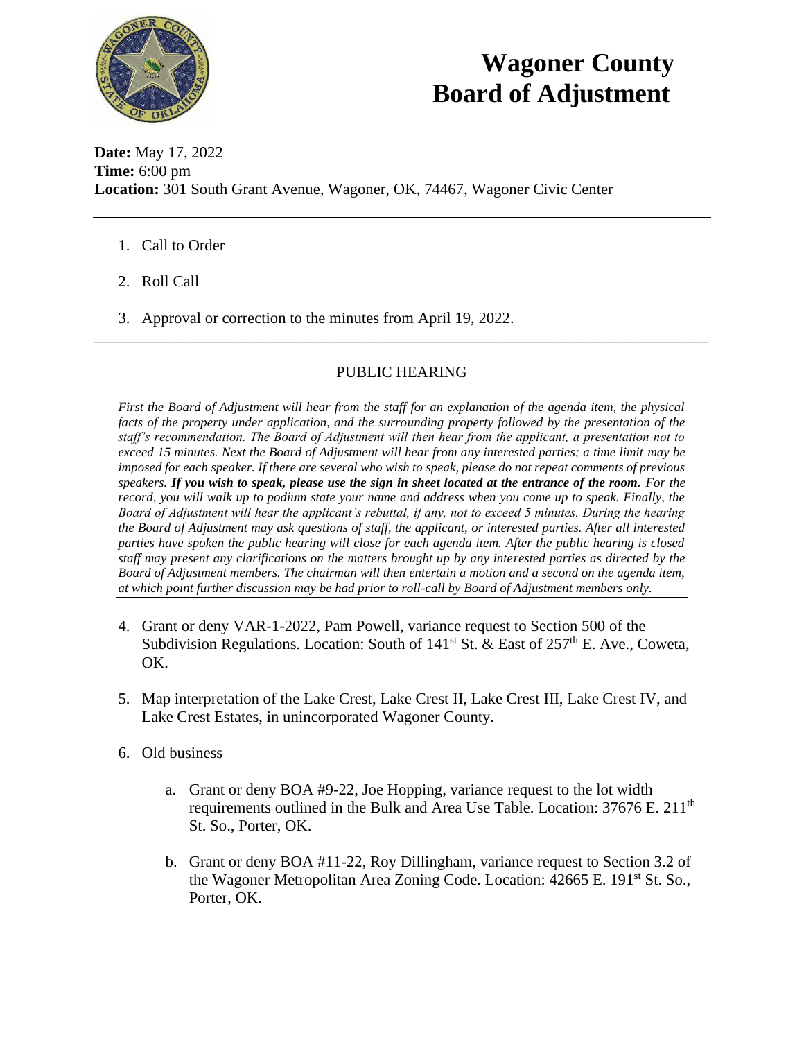# Wagoner County Board of Adjustment

**Date:** May 17, 2022
**Time:** 6:00 pm
**Location:** 301 South Grant Avenue, Wagoner, OK, 74467, Wagoner Civic Center

---

1. Call to Order

2. Roll Call

3. Approval or correction to the minutes from April 19, 2022.

---

## PUBLIC HEARING

*First the Board of Adjustment will hear from the staff for an explanation of the agenda item, the physical facts of the property under application, and the surrounding property followed by the presentation of the staff's recommendation. The Board of Adjustment will then hear from the applicant, a presentation not to exceed 15 minutes. Next the Board of Adjustment will hear from any interested parties; a time limit may be imposed for each speaker. If there are several who wish to speak, please do not repeat comments of previous speakers.* ***If you wish to speak, please use the sign in sheet located at the entrance of the room.*** *For the record, you will walk up to podium state your name and address when you come up to speak. Finally, the Board of Adjustment will hear the applicant's rebuttal, if any, not to exceed 5 minutes. During the hearing the Board of Adjustment may ask questions of staff, the applicant, or interested parties. After all interested parties have spoken the public hearing will close for each agenda item. After the public hearing is closed staff may present any clarifications on the matters brought up by any interested parties as directed by the Board of Adjustment members. The chairman will then entertain a motion and a second on the agenda item, at which point further discussion may be had prior to roll-call by Board of Adjustment members only.*

---

4. Grant or deny VAR-1-2022, Pam Powell, variance request to Section 500 of the Subdivision Regulations. Location: South of 141st St. & East of 257th E. Ave., Coweta, OK.

5. Map interpretation of the Lake Crest, Lake Crest II, Lake Crest III, Lake Crest IV, and Lake Crest Estates, in unincorporated Wagoner County.

6. Old business

   a. Grant or deny BOA #9-22, Joe Hopping, variance request to the lot width requirements outlined in the Bulk and Area Use Table. Location: 37676 E. 211th St. So., Porter, OK.

   b. Grant or deny BOA #11-22, Roy Dillingham, variance request to Section 3.2 of the Wagoner Metropolitan Area Zoning Code. Location: 42665 E. 191st St. So., Porter, OK.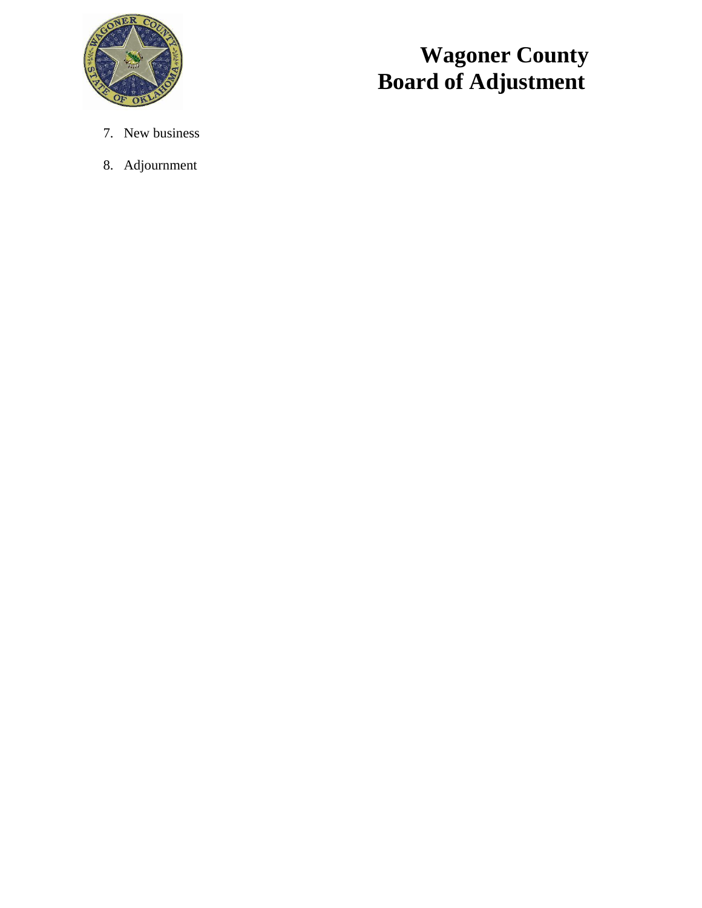# Wagoner County Board of Adjustment

7. New business

8. Adjournment